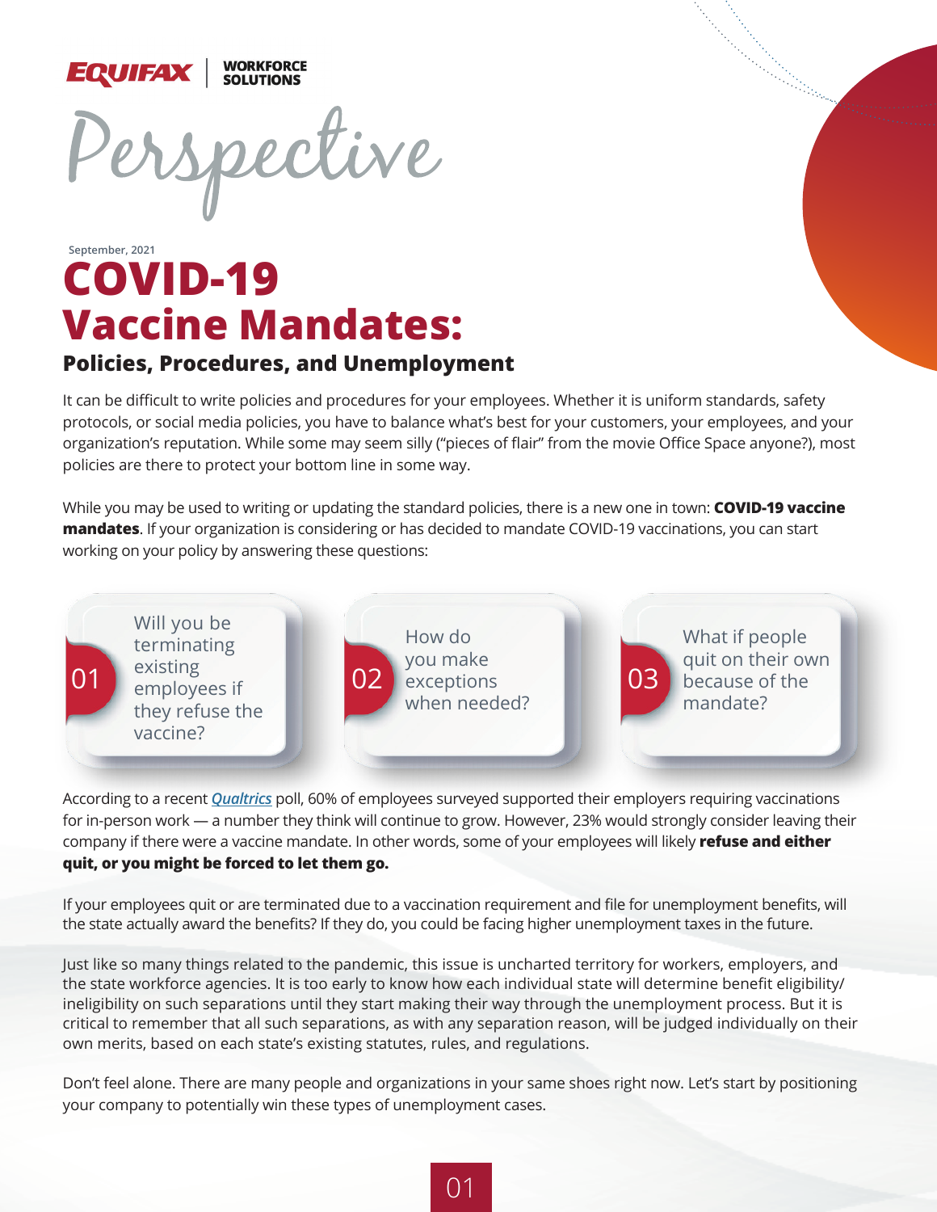EQUIFAX | WORKFORCE SOLUTIONS

Perspective

September, 2021

# COVID-19 Vaccine Mandates:

## Policies, Procedures, and Unemployment

It can be difficult to write policies and procedures for your employees. Whether it is uniform standards, safety protocols, or social media policies, you have to balance what's best for your customers, your employees, and your organization's reputation. While some may seem silly ("pieces of flair" from the movie Office Space anyone?), most policies are there to protect your bottom line in some way.

While you may be used to writing or updating the standard policies, there is a new one in town: **COVID-19 vaccine mandates**. If your organization is considering or has decided to mandate COVID-19 vaccinations, you can start working on your policy by answering these questions:

01 Will you be terminating existing employees if they refuse the vaccine?

02 How do you make exceptions when needed?

03 What if people quit on their own because of the mandate?

According to a recent *Qualtrics* poll, 60% of employees surveyed supported their employers requiring vaccinations for in-person work — a number they think will continue to grow. However, 23% would strongly consider leaving their company if there were a vaccine mandate. In other words, some of your employees will likely **refuse and either quit, or you might be forced to let them go.**

If your employees quit or are terminated due to a vaccination requirement and file for unemployment benefits, will the state actually award the benefits? If they do, you could be facing higher unemployment taxes in the future.

Just like so many things related to the pandemic, this issue is uncharted territory for workers, employers, and the state workforce agencies. It is too early to know how each individual state will determine benefit eligibility/ineligibility on such separations until they start making their way through the unemployment process. But it is critical to remember that all such separations, as with any separation reason, will be judged individually on their own merits, based on each state's existing statutes, rules, and regulations.

Don't feel alone. There are many people and organizations in your same shoes right now. Let's start by positioning your company to potentially win these types of unemployment cases.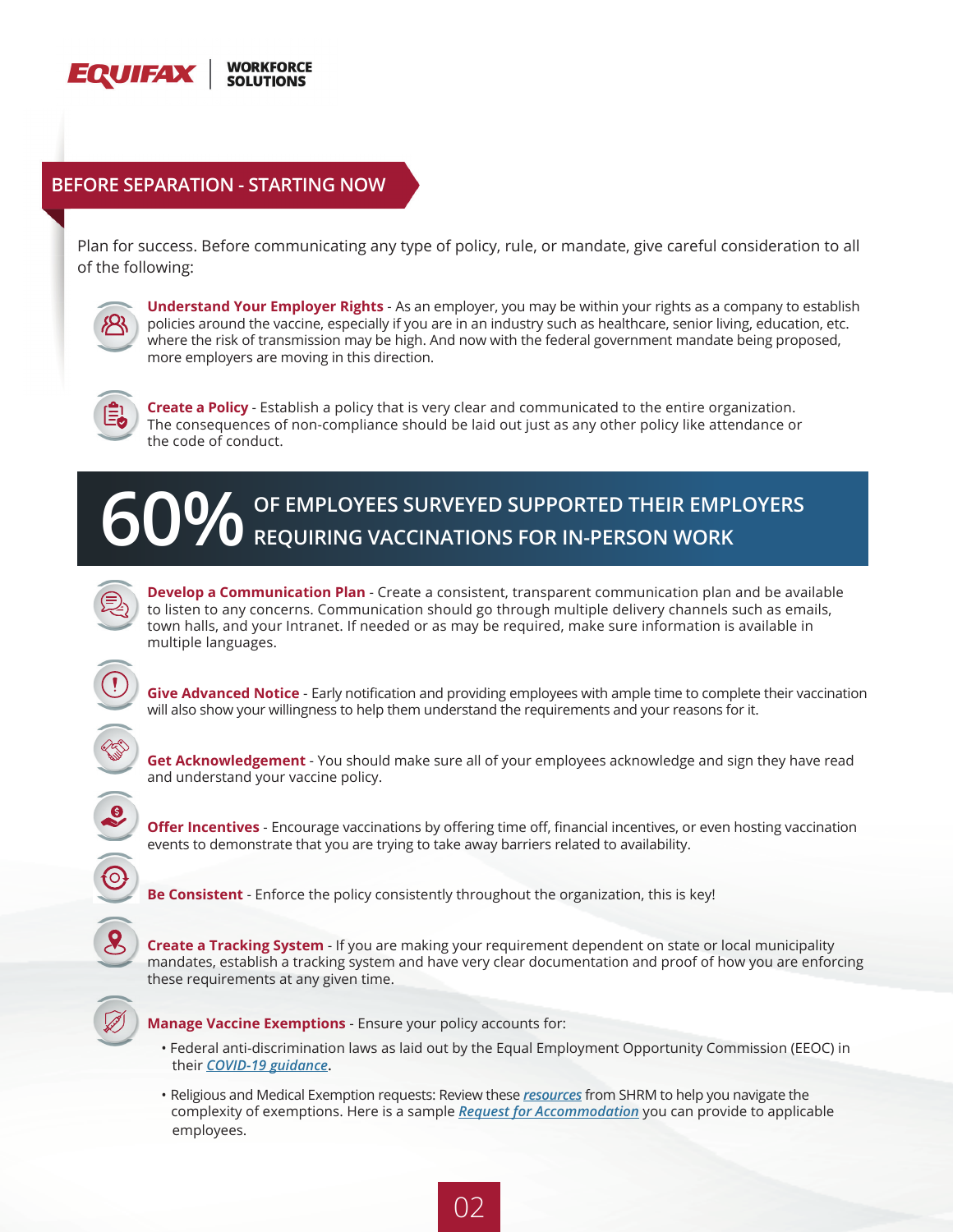## BEFORE SEPARATION - STARTING NOW

Plan for success. Before communicating any type of policy, rule, or mandate, give careful consideration to all of the following:

**Understand Your Employer Rights** - As an employer, you may be within your rights as a company to establish policies around the vaccine, especially if you are in an industry such as healthcare, senior living, education, etc. where the risk of transmission may be high. And now with the federal government mandate being proposed, more employers are moving in this direction.

**Create a Policy** - Establish a policy that is very clear and communicated to the entire organization. The consequences of non-compliance should be laid out just as any other policy like attendance or the code of conduct.

**60%** OF EMPLOYEES SURVEYED SUPPORTED THEIR EMPLOYERS REQUIRING VACCINATIONS FOR IN-PERSON WORK

**Develop a Communication Plan** - Create a consistent, transparent communication plan and be available to listen to any concerns. Communication should go through multiple delivery channels such as emails, town halls, and your Intranet. If needed or as may be required, make sure information is available in multiple languages.

**Give Advanced Notice** - Early notification and providing employees with ample time to complete their vaccination will also show your willingness to help them understand the requirements and your reasons for it.

**Get Acknowledgement** - You should make sure all of your employees acknowledge and sign they have read and understand your vaccine policy.

**Offer Incentives** - Encourage vaccinations by offering time off, financial incentives, or even hosting vaccination events to demonstrate that you are trying to take away barriers related to availability.

**Be Consistent** - Enforce the policy consistently throughout the organization, this is key!

**Create a Tracking System** - If you are making your requirement dependent on state or local municipality mandates, establish a tracking system and have very clear documentation and proof of how you are enforcing these requirements at any given time.

**Manage Vaccine Exemptions** - Ensure your policy accounts for:

- Federal anti-discrimination laws as laid out by the Equal Employment Opportunity Commission (EEOC) in their *COVID-19 guidance*.
- Religious and Medical Exemption requests: Review these *resources* from SHRM to help you navigate the complexity of exemptions. Here is a sample *Request for Accommodation* you can provide to applicable employees.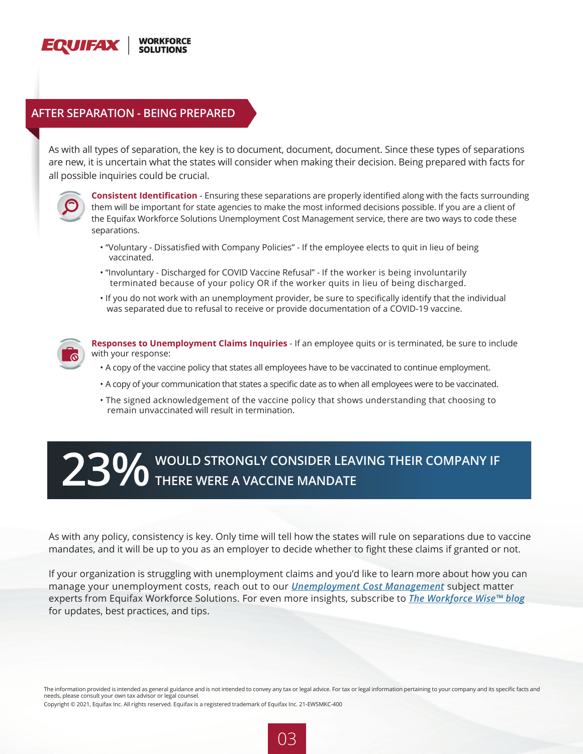## AFTER SEPARATION - BEING PREPARED

As with all types of separation, the key is to document, document, document. Since these types of separations are new, it is uncertain what the states will consider when making their decision. Being prepared with facts for all possible inquiries could be crucial.

**Consistent Identification** - Ensuring these separations are properly identified along with the facts surrounding them will be important for state agencies to make the most informed decisions possible. If you are a client of the Equifax Workforce Solutions Unemployment Cost Management service, there are two ways to code these separations.

- "Voluntary - Dissatisfied with Company Policies" - If the employee elects to quit in lieu of being vaccinated.
- "Involuntary - Discharged for COVID Vaccine Refusal" - If the worker is being involuntarily terminated because of your policy OR if the worker quits in lieu of being discharged.
- If you do not work with an unemployment provider, be sure to specifically identify that the individual was separated due to refusal to receive or provide documentation of a COVID-19 vaccine.

**Responses to Unemployment Claims Inquiries** - If an employee quits or is terminated, be sure to include with your response:

- A copy of the vaccine policy that states all employees have to be vaccinated to continue employment.
- A copy of your communication that states a specific date as to when all employees were to be vaccinated.
- The signed acknowledgement of the vaccine policy that shows understanding that choosing to remain unvaccinated will result in termination.

**23%** WOULD STRONGLY CONSIDER LEAVING THEIR COMPANY IF THERE WERE A VACCINE MANDATE

As with any policy, consistency is key. Only time will tell how the states will rule on separations due to vaccine mandates, and it will be up to you as an employer to decide whether to fight these claims if granted or not.

If your organization is struggling with unemployment claims and you'd like to learn more about how you can manage your unemployment costs, reach out to our *Unemployment Cost Management* subject matter experts from Equifax Workforce Solutions. For even more insights, subscribe to *The Workforce Wise™ blog* for updates, best practices, and tips.

The information provided is intended as general guidance and is not intended to convey any tax or legal advice. For tax or legal information pertaining to your company and its specific facts and needs, please consult your own tax advisor or legal counsel.

Copyright © 2021, Equifax Inc. All rights reserved. Equifax is a registered trademark of Equifax Inc. 21-EWSMKC-400